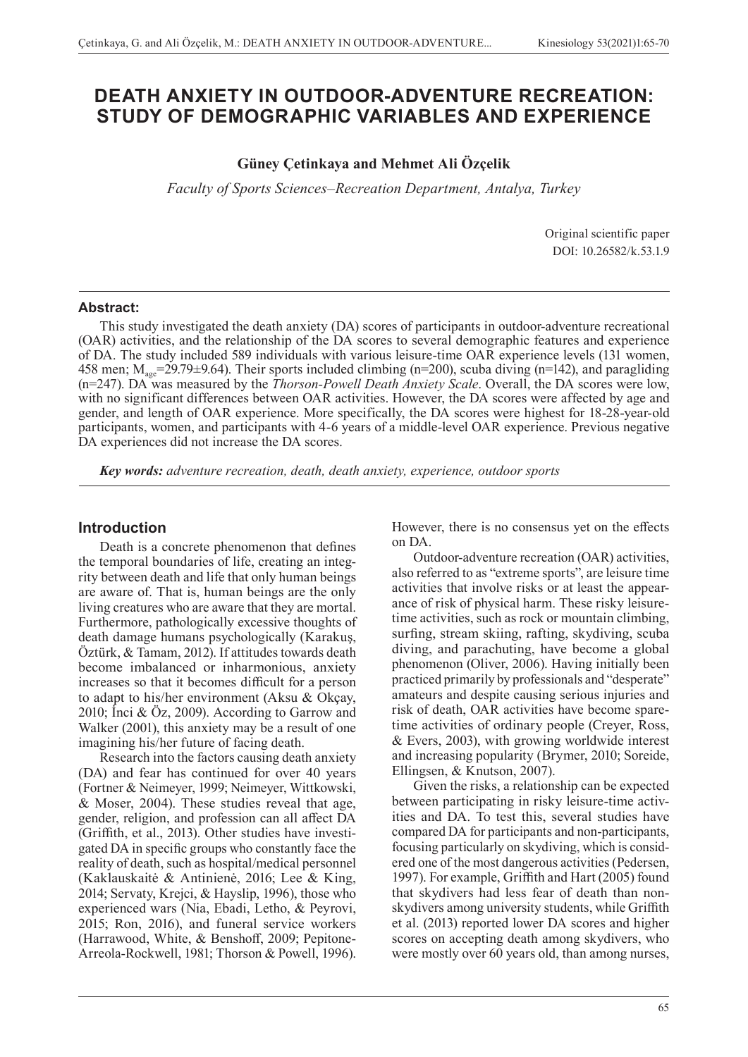# DEATH ANXIETY IN OUTDOOR-ADVENTURE RECREATION: STUDY OF DEMOGRAPHIC VARIABLES AND EXPERIENCE

**Güney Çetinkaya and Mehmet Ali Özçelik**

*Faculty of Sports Sciences–Recreation Department, Antalya, Turkey*

Original scientific paper
DOI: 10.26582/k.53.1.9

**Abstract:**

This study investigated the death anxiety (DA) scores of participants in outdoor-adventure recreational (OAR) activities, and the relationship of the DA scores to several demographic features and experience of DA. The study included 589 individuals with various leisure-time OAR experience levels (131 women, 458 men; $M_{age}$=29.79±9.64). Their sports included climbing (n=200), scuba diving (n=142), and paragliding (n=247). DA was measured by the *Thorson-Powell Death Anxiety Scale*. Overall, the DA scores were low, with no significant differences between OAR activities. However, the DA scores were affected by age and gender, and length of OAR experience. More specifically, the DA scores were highest for 18-28-year-old participants, women, and participants with 4-6 years of a middle-level OAR experience. Previous negative DA experiences did not increase the DA scores.

***Key words:*** *adventure recreation, death, death anxiety, experience, outdoor sports*

## Introduction

Death is a concrete phenomenon that defines the temporal boundaries of life, creating an integrity between death and life that only human beings are aware of. That is, human beings are the only living creatures who are aware that they are mortal. Furthermore, pathologically excessive thoughts of death damage humans psychologically (Karakuş, Öztürk, & Tamam, 2012). If attitudes towards death become imbalanced or inharmonious, anxiety increases so that it becomes difficult for a person to adapt to his/her environment (Aksu & Okçay, 2010; İnci & Öz, 2009). According to Garrow and Walker (2001), this anxiety may be a result of one imagining his/her future of facing death.

Research into the factors causing death anxiety (DA) and fear has continued for over 40 years (Fortner & Neimeyer, 1999; Neimeyer, Wittkowski, & Moser, 2004). These studies reveal that age, gender, religion, and profession can all affect DA (Griffith, et al., 2013). Other studies have investigated DA in specific groups who constantly face the reality of death, such as hospital/medical personnel (Kaklauskaitė & Antinienė, 2016; Lee & King, 2014; Servaty, Krejci, & Hayslip, 1996), those who experienced wars (Nia, Ebadi, Letho, & Peyrovi, 2015; Ron, 2016), and funeral service workers (Harrawood, White, & Benshoff, 2009; Pepitone-Arreola-Rockwell, 1981; Thorson & Powell, 1996). However, there is no consensus yet on the effects on DA.

Outdoor-adventure recreation (OAR) activities, also referred to as "extreme sports", are leisure time activities that involve risks or at least the appearance of risk of physical harm. These risky leisure-time activities, such as rock or mountain climbing, surfing, stream skiing, rafting, skydiving, scuba diving, and parachuting, have become a global phenomenon (Oliver, 2006). Having initially been practiced primarily by professionals and "desperate" amateurs and despite causing serious injuries and risk of death, OAR activities have become spare-time activities of ordinary people (Creyer, Ross, & Evers, 2003), with growing worldwide interest and increasing popularity (Brymer, 2010; Soreide, Ellingsen, & Knutson, 2007).

Given the risks, a relationship can be expected between participating in risky leisure-time activities and DA. To test this, several studies have compared DA for participants and non-participants, focusing particularly on skydiving, which is considered one of the most dangerous activities (Pedersen, 1997). For example, Griffith and Hart (2005) found that skydivers had less fear of death than non-skydivers among university students, while Griffith et al. (2013) reported lower DA scores and higher scores on accepting death among skydivers, who were mostly over 60 years old, than among nurses,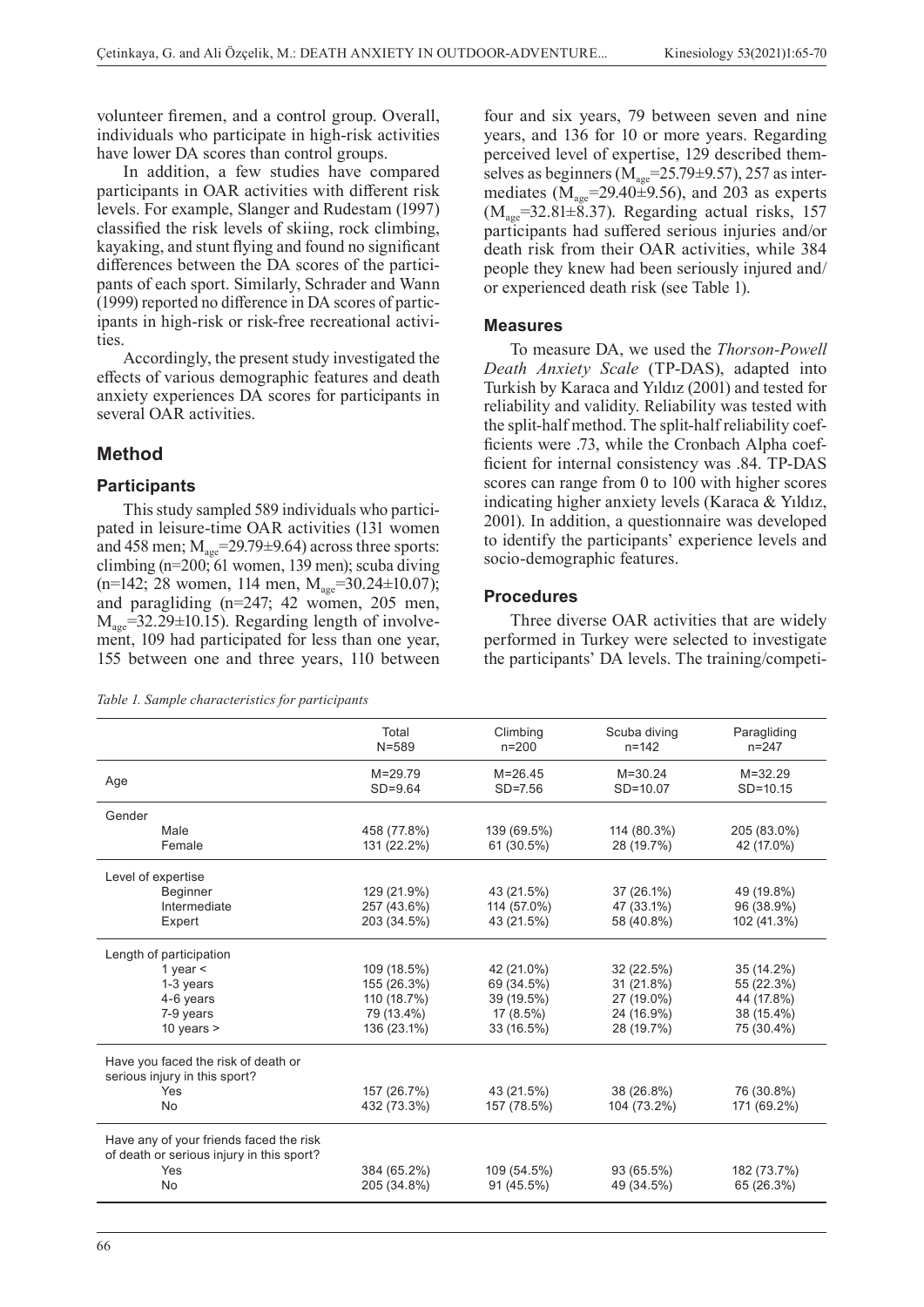volunteer firemen, and a control group. Overall, individuals who participate in high-risk activities have lower DA scores than control groups.

In addition, a few studies have compared participants in OAR activities with different risk levels. For example, Slanger and Rudestam (1997) classified the risk levels of skiing, rock climbing, kayaking, and stunt flying and found no significant differences between the DA scores of the participants of each sport. Similarly, Schrader and Wann (1999) reported no difference in DA scores of participants in high-risk or risk-free recreational activities.

Accordingly, the present study investigated the effects of various demographic features and death anxiety experiences DA scores for participants in several OAR activities.

## Method

### Participants

This study sampled 589 individuals who participated in leisure-time OAR activities (131 women and 458 men; $M_{age}$=29.79±9.64) across three sports: climbing (n=200; 61 women, 139 men); scuba diving (n=142; 28 women, 114 men, $M_{age}$=30.24±10.07); and paragliding (n=247; 42 women, 205 men, $M_{age}$=32.29±10.15). Regarding length of involvement, 109 had participated for less than one year, 155 between one and three years, 110 between four and six years, 79 between seven and nine years, and 136 for 10 or more years. Regarding perceived level of expertise, 129 described themselves as beginners ($M_{age}$=25.79±9.57), 257 as intermediates ($M_{age}$=29.40±9.56), and 203 as experts ($M_{age}$=32.81±8.37). Regarding actual risks, 157 participants had suffered serious injuries and/or death risk from their OAR activities, while 384 people they knew had been seriously injured and/or experienced death risk (see Table 1).

### Measures

To measure DA, we used the *Thorson-Powell Death Anxiety Scale* (TP-DAS), adapted into Turkish by Karaca and Yıldız (2001) and tested for reliability and validity. Reliability was tested with the split-half method. The split-half reliability coefficients were .73, while the Cronbach Alpha coefficient for internal consistency was .84. TP-DAS scores can range from 0 to 100 with higher scores indicating higher anxiety levels (Karaca & Yıldız, 2001). In addition, a questionnaire was developed to identify the participants' experience levels and socio-demographic features.

### Procedures

Three diverse OAR activities that are widely performed in Turkey were selected to investigate the participants' DA levels. The training/competi-

*Table 1. Sample characteristics for participants*

| | Total N=589 | Climbing n=200 | Scuba diving n=142 | Paragliding n=247 |
|---|---|---|---|---|
| Age | M=29.79 SD=9.64 | M=26.45 SD=7.56 | M=30.24 SD=10.07 | M=32.29 SD=10.15 |
| Gender | | | | |
| Male | 458 (77.8%) | 139 (69.5%) | 114 (80.3%) | 205 (83.0%) |
| Female | 131 (22.2%) | 61 (30.5%) | 28 (19.7%) | 42 (17.0%) |
| Level of expertise | | | | |
| Beginner | 129 (21.9%) | 43 (21.5%) | 37 (26.1%) | 49 (19.8%) |
| Intermediate | 257 (43.6%) | 114 (57.0%) | 47 (33.1%) | 96 (38.9%) |
| Expert | 203 (34.5%) | 43 (21.5%) | 58 (40.8%) | 102 (41.3%) |
| Length of participation | | | | |
| 1 year < | 109 (18.5%) | 42 (21.0%) | 32 (22.5%) | 35 (14.2%) |
| 1-3 years | 155 (26.3%) | 69 (34.5%) | 31 (21.8%) | 55 (22.3%) |
| 4-6 years | 110 (18.7%) | 39 (19.5%) | 27 (19.0%) | 44 (17.8%) |
| 7-9 years | 79 (13.4%) | 17 (8.5%) | 24 (16.9%) | 38 (15.4%) |
| 10 years > | 136 (23.1%) | 33 (16.5%) | 28 (19.7%) | 75 (30.4%) |
| Have you faced the risk of death or serious injury in this sport? | | | | |
| Yes | 157 (26.7%) | 43 (21.5%) | 38 (26.8%) | 76 (30.8%) |
| No | 432 (73.3%) | 157 (78.5%) | 104 (73.2%) | 171 (69.2%) |
| Have any of your friends faced the risk of death or serious injury in this sport? | | | | |
| Yes | 384 (65.2%) | 109 (54.5%) | 93 (65.5%) | 182 (73.7%) |
| No | 205 (34.8%) | 91 (45.5%) | 49 (34.5%) | 65 (26.3%) |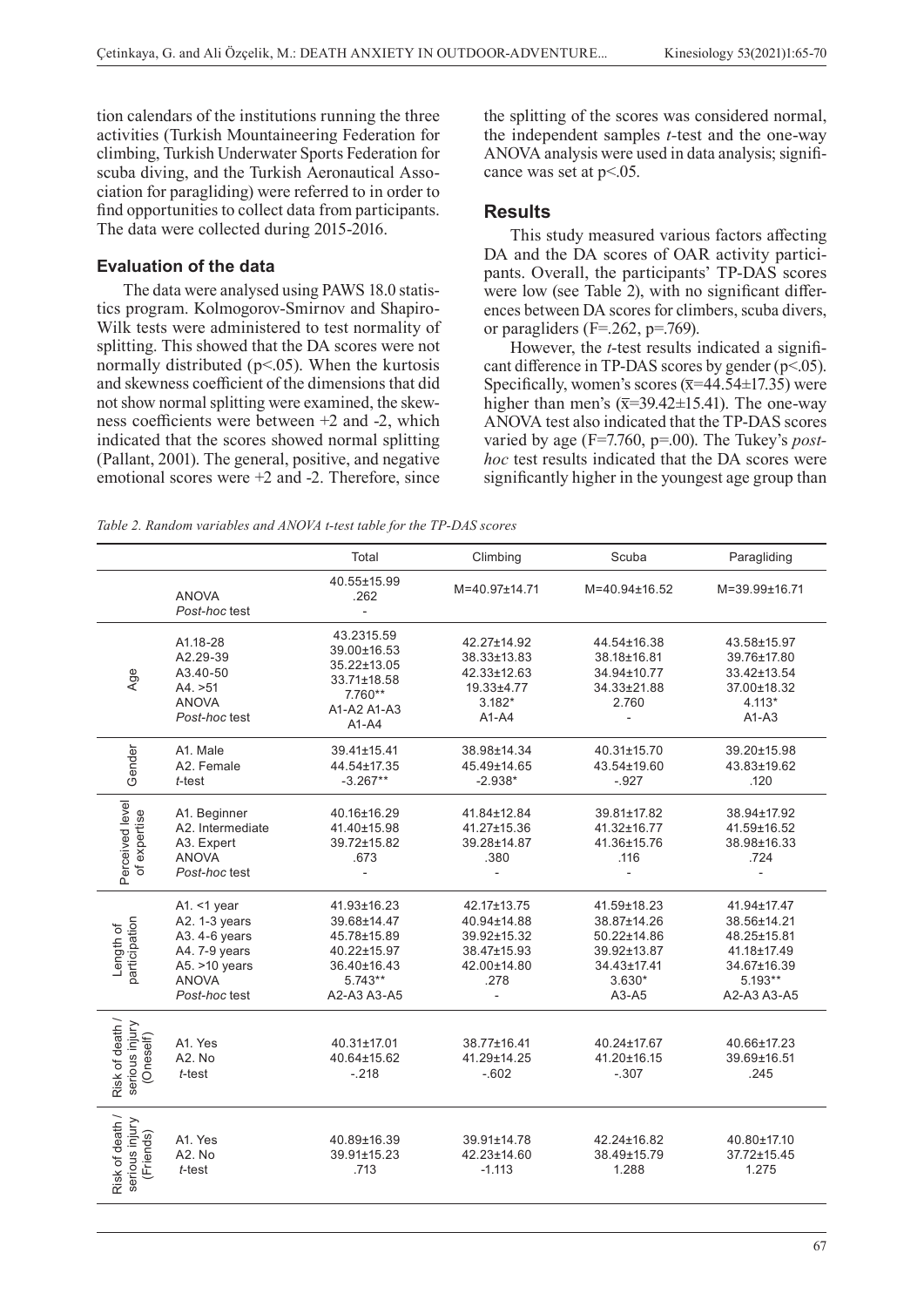tion calendars of the institutions running the three activities (Turkish Mountaineering Federation for climbing, Turkish Underwater Sports Federation for scuba diving, and the Turkish Aeronautical Association for paragliding) were referred to in order to find opportunities to collect data from participants. The data were collected during 2015-2016.

### Evaluation of the data

The data were analysed using PAWS 18.0 statistics program. Kolmogorov-Smirnov and Shapiro-Wilk tests were administered to test normality of splitting. This showed that the DA scores were not normally distributed ($p<.05$). When the kurtosis and skewness coefficient of the dimensions that did not show normal splitting were examined, the skewness coefficients were between +2 and -2, which indicated that the scores showed normal splitting (Pallant, 2001). The general, positive, and negative emotional scores were +2 and -2. Therefore, since the splitting of the scores was considered normal, the independent samples *t*-test and the one-way ANOVA analysis were used in data analysis; significance was set at $p<.05$.

## Results

This study measured various factors affecting DA and the DA scores of OAR activity participants. Overall, the participants' TP-DAS scores were low (see Table 2), with no significant differences between DA scores for climbers, scuba divers, or paragliders ($F=.262$, $p=.769$).

However, the *t*-test results indicated a significant difference in TP-DAS scores by gender ($p<.05$). Specifically, women's scores ($\bar{x}=44.54\pm17.35$) were higher than men's ($\bar{x}=39.42\pm15.41$). The one-way ANOVA test also indicated that the TP-DAS scores varied by age ($F=7.760$, $p=.00$). The Tukey's *post-hoc* test results indicated that the DA scores were significantly higher in the youngest age group than

*Table 2. Random variables and ANOVA t-test table for the TP-DAS scores*

| | | Total | Climbing | Scuba | Paragliding |
|---|---|---|---|---|---|
| | ANOVA<br>*Post-hoc* test | 40.55±15.99<br>.262<br>- | M=40.97±14.71 | M=40.94±16.52 | M=39.99±16.71 |
| Age | A1.18-28<br>A2.29-39<br>A3.40-50<br>A4. >51<br>ANOVA<br>*Post-hoc* test | 43.2315.59<br>39.00±16.53<br>35.22±13.05<br>33.71±18.58<br>7.760**<br>A1-A2 A1-A3 A1-A4 | 42.27±14.92<br>38.33±13.83<br>42.33±12.63<br>19.33±4.77<br>3.182*<br>A1-A4 | 44.54±16.38<br>38.18±16.81<br>34.94±10.77<br>34.33±21.88<br>2.760<br>- | 43.58±15.97<br>39.76±17.80<br>33.42±13.54<br>37.00±18.32<br>4.113*<br>A1-A3 |
| Gender | A1. Male<br>A2. Female<br>*t*-test | 39.41±15.41<br>44.54±17.35<br>-3.267** | 38.98±14.34<br>45.49±14.65<br>-2.938* | 40.31±15.70<br>43.54±19.60<br>-.927 | 39.20±15.98<br>43.83±19.62<br>.120 |
| Perceived level of expertise | A1. Beginner<br>A2. Intermediate<br>A3. Expert<br>ANOVA<br>*Post-hoc* test | 40.16±16.29<br>41.40±15.98<br>39.72±15.82<br>.673<br>- | 41.84±12.84<br>41.27±15.36<br>39.28±14.87<br>.380<br>- | 39.81±17.82<br>41.32±16.77<br>41.36±15.76<br>.116<br>- | 38.94±17.92<br>41.59±16.52<br>38.98±16.33<br>.724<br>- |
| Length of participation | A1. <1 year<br>A2. 1-3 years<br>A3. 4-6 years<br>A4. 7-9 years<br>A5. >10 years<br>ANOVA<br>*Post-hoc* test | 41.93±16.23<br>39.68±14.47<br>45.78±15.89<br>40.22±15.97<br>36.40±16.43<br>5.743**<br>A2-A3 A3-A5 | 42.17±13.75<br>40.94±14.88<br>39.92±15.32<br>38.47±15.93<br>42.00±14.80<br>.278<br>- | 41.59±18.23<br>38.87±14.26<br>50.22±14.86<br>39.92±13.87<br>34.43±17.41<br>3.630*<br>A3-A5 | 41.94±17.47<br>38.56±14.21<br>48.25±15.81<br>41.18±17.49<br>34.67±16.39<br>5.193**<br>A2-A3 A3-A5 |
| Risk of death / serious injury (Oneself) | A1. Yes<br>A2. No<br>*t*-test | 40.31±17.01<br>40.64±15.62<br>-.218 | 38.77±16.41<br>41.29±14.25<br>-.602 | 40.24±17.67<br>41.20±16.15<br>-.307 | 40.66±17.23<br>39.69±16.51<br>.245 |
| Risk of death / serious injury (Friends) | A1. Yes<br>A2. No<br>*t*-test | 40.89±16.39<br>39.91±15.23<br>.713 | 39.91±14.78<br>42.23±14.60<br>-1.113 | 42.24±16.82<br>38.49±15.79<br>1.288 | 40.80±17.10<br>37.72±15.45<br>1.275 |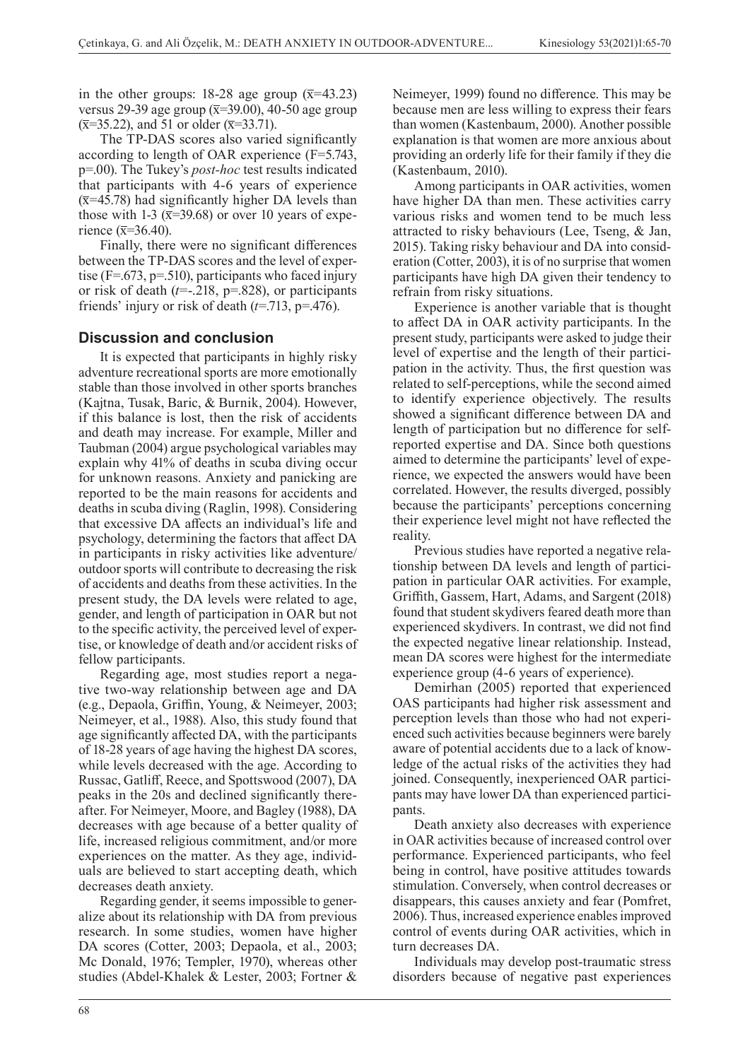in the other groups: 18-28 age group ($\bar{x}$=43.23) versus 29-39 age group ($\bar{x}$=39.00), 40-50 age group ($\bar{x}$=35.22), and 51 or older ($\bar{x}$=33.71).

The TP-DAS scores also varied significantly according to length of OAR experience (F=5.743, p=.00). The Tukey's *post-hoc* test results indicated that participants with 4-6 years of experience ($\bar{x}$=45.78) had significantly higher DA levels than those with 1-3 ($\bar{x}$=39.68) or over 10 years of experience ($\bar{x}$=36.40).

Finally, there were no significant differences between the TP-DAS scores and the level of expertise (F=.673, p=.510), participants who faced injury or risk of death (*t*=-.218, p=.828), or participants friends' injury or risk of death (*t*=.713, p=.476).

## Discussion and conclusion

It is expected that participants in highly risky adventure recreational sports are more emotionally stable than those involved in other sports branches (Kajtna, Tusak, Baric, & Burnik, 2004). However, if this balance is lost, then the risk of accidents and death may increase. For example, Miller and Taubman (2004) argue psychological variables may explain why 41% of deaths in scuba diving occur for unknown reasons. Anxiety and panicking are reported to be the main reasons for accidents and deaths in scuba diving (Raglin, 1998). Considering that excessive DA affects an individual's life and psychology, determining the factors that affect DA in participants in risky activities like adventure/outdoor sports will contribute to decreasing the risk of accidents and deaths from these activities. In the present study, the DA levels were related to age, gender, and length of participation in OAR but not to the specific activity, the perceived level of expertise, or knowledge of death and/or accident risks of fellow participants.

Regarding age, most studies report a negative two-way relationship between age and DA (e.g., Depaola, Griffin, Young, & Neimeyer, 2003; Neimeyer, et al., 1988). Also, this study found that age significantly affected DA, with the participants of 18-28 years of age having the highest DA scores, while levels decreased with the age. According to Russac, Gatliff, Reece, and Spottswood (2007), DA peaks in the 20s and declined significantly thereafter. For Neimeyer, Moore, and Bagley (1988), DA decreases with age because of a better quality of life, increased religious commitment, and/or more experiences on the matter. As they age, individuals are believed to start accepting death, which decreases death anxiety.

Regarding gender, it seems impossible to generalize about its relationship with DA from previous research. In some studies, women have higher DA scores (Cotter, 2003; Depaola, et al., 2003; Mc Donald, 1976; Templer, 1970), whereas other studies (Abdel-Khalek & Lester, 2003; Fortner & Neimeyer, 1999) found no difference. This may be because men are less willing to express their fears than women (Kastenbaum, 2000). Another possible explanation is that women are more anxious about providing an orderly life for their family if they die (Kastenbaum, 2010).

Among participants in OAR activities, women have higher DA than men. These activities carry various risks and women tend to be much less attracted to risky behaviours (Lee, Tseng, & Jan, 2015). Taking risky behaviour and DA into consideration (Cotter, 2003), it is of no surprise that women participants have high DA given their tendency to refrain from risky situations.

Experience is another variable that is thought to affect DA in OAR activity participants. In the present study, participants were asked to judge their level of expertise and the length of their participation in the activity. Thus, the first question was related to self-perceptions, while the second aimed to identify experience objectively. The results showed a significant difference between DA and length of participation but no difference for self-reported expertise and DA. Since both questions aimed to determine the participants' level of experience, we expected the answers would have been correlated. However, the results diverged, possibly because the participants' perceptions concerning their experience level might not have reflected the reality.

Previous studies have reported a negative relationship between DA levels and length of participation in particular OAR activities. For example, Griffith, Gassem, Hart, Adams, and Sargent (2018) found that student skydivers feared death more than experienced skydivers. In contrast, we did not find the expected negative linear relationship. Instead, mean DA scores were highest for the intermediate experience group (4-6 years of experience).

Demirhan (2005) reported that experienced OAS participants had higher risk assessment and perception levels than those who had not experienced such activities because beginners were barely aware of potential accidents due to a lack of knowledge of the actual risks of the activities they had joined. Consequently, inexperienced OAR participants may have lower DA than experienced participants.

Death anxiety also decreases with experience in OAR activities because of increased control over performance. Experienced participants, who feel being in control, have positive attitudes towards stimulation. Conversely, when control decreases or disappears, this causes anxiety and fear (Pomfret, 2006). Thus, increased experience enables improved control of events during OAR activities, which in turn decreases DA.

Individuals may develop post-traumatic stress disorders because of negative past experiences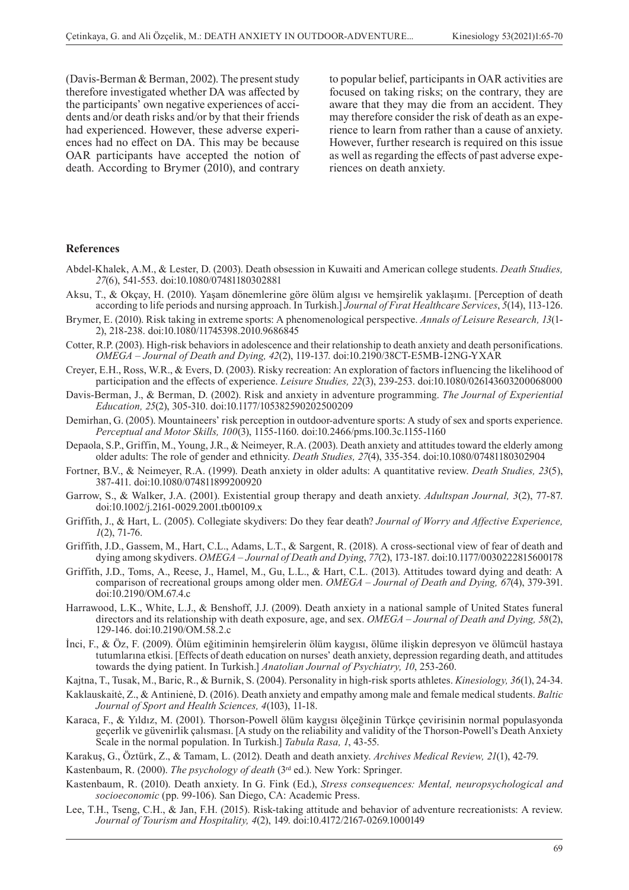(Davis-Berman & Berman, 2002). The present study therefore investigated whether DA was affected by the participants' own negative experiences of accidents and/or death risks and/or by that their friends had experienced. However, these adverse experiences had no effect on DA. This may be because OAR participants have accepted the notion of death. According to Brymer (2010), and contrary to popular belief, participants in OAR activities are focused on taking risks; on the contrary, they are aware that they may die from an accident. They may therefore consider the risk of death as an experience to learn from rather than a cause of anxiety. However, further research is required on this issue as well as regarding the effects of past adverse experiences on death anxiety.

## References

Abdel-Khalek, A.M., & Lester, D. (2003). Death obsession in Kuwaiti and American college students. *Death Studies, 27*(6), 541-553. doi:10.1080/07481180302881

Aksu, T., & Okçay, H. (2010). Yaşam dönemlerine göre ölüm algısı ve hemşirelik yaklaşımı. [Perception of death according to life periods and nursing approach. In Turkish.] *Journal of Fırat Healthcare Services*, *5*(14), 113-126.

Brymer, E. (2010). Risk taking in extreme sports: A phenomenological perspective. *Annals of Leisure Research, 13*(1-2), 218-238. doi:10.1080/11745398.2010.9686845

Cotter, R.P. (2003). High-risk behaviors in adolescence and their relationship to death anxiety and death personifications. *OMEGA – Journal of Death and Dying, 42*(2), 119-137. doi:10.2190/38CT-E5MB-12NG-YXAR

Creyer, E.H., Ross, W.R., & Evers, D. (2003). Risky recreation: An exploration of factors influencing the likelihood of participation and the effects of experience. *Leisure Studies, 22*(3), 239-253. doi:10.1080/026143603200068000

Davis-Berman, J., & Berman, D. (2002). Risk and anxiety in adventure programming. *The Journal of Experiential Education, 25*(2), 305-310. doi:10.1177/105382590202500209

Demirhan, G. (2005). Mountaineers' risk perception in outdoor-adventure sports: A study of sex and sports experience. *Perceptual and Motor Skills, 100*(3), 1155-1160. doi:10.2466/pms.100.3c.1155-1160

Depaola, S.P., Griffin, M., Young, J.R., & Neimeyer, R.A. (2003). Death anxiety and attitudes toward the elderly among older adults: The role of gender and ethnicity. *Death Studies, 27*(4), 335-354. doi:10.1080/07481180302904

Fortner, B.V., & Neimeyer, R.A. (1999). Death anxiety in older adults: A quantitative review. *Death Studies, 23*(5), 387-411. doi:10.1080/074811899200920

Garrow, S., & Walker, J.A. (2001). Existential group therapy and death anxiety. *Adultspan Journal, 3*(2), 77-87. doi:10.1002/j.2161-0029.2001.tb00109.x

Griffith, J., & Hart, L. (2005). Collegiate skydivers: Do they fear death? *Journal of Worry and Affective Experience, 1*(2), 71-76.

Griffith, J.D., Gassem, M., Hart, C.L., Adams, L.T., & Sargent, R. (2018). A cross-sectional view of fear of death and dying among skydivers. *OMEGA – Journal of Death and Dying*, *77*(2), 173-187. doi:10.1177/0030222815600178

Griffith, J.D., Toms, A., Reese, J., Hamel, M., Gu, L.L., & Hart, C.L. (2013). Attitudes toward dying and death: A comparison of recreational groups among older men. *OMEGA – Journal of Death and Dying, 67*(4), 379-391. doi:10.2190/OM.67.4.c

Harrawood, L.K., White, L.J., & Benshoff, J.J. (2009). Death anxiety in a national sample of United States funeral directors and its relationship with death exposure, age, and sex. *OMEGA – Journal of Death and Dying, 58*(2), 129-146. doi:10.2190/OM.58.2.c

İnci, F., & Öz, F. (2009). Ölüm eğitiminin hemşirelerin ölüm kaygısı, ölüme ilişkin depresyon ve ölümcül hastaya tutumlarına etkisi. [Effects of death education on nurses' death anxiety, depression regarding death, and attitudes towards the dying patient. In Turkish.] *Anatolian Journal of Psychiatry, 10*, 253-260.

Kajtna, T., Tusak, M., Baric, R., & Burnik, S. (2004). Personality in high-risk sports athletes. *Kinesiology, 36*(1), 24-34.

Kaklauskaitė, Z., & Antinienė, D. (2016). Death anxiety and empathy among male and female medical students. *Baltic Journal of Sport and Health Sciences, 4*(103), 11-18.

Karaca, F., & Yıldız, M. (2001). Thorson-Powell ölüm kaygısı ölçeğinin Türkçe çevirisinin normal populasyonda geçerlik ve güvenirlik çalışması. [A study on the reliability and validity of the Thorson-Powell's Death Anxiety Scale in the normal population. In Turkish.] *Tabula Rasa, 1*, 43-55.

Karakuş, G., Öztürk, Z., & Tamam, L. (2012). Death and death anxiety. *Archives Medical Review, 21*(1), 42-79.

Kastenbaum, R. (2000). *The psychology of death* (3rd ed.). New York: Springer.

Kastenbaum, R. (2010). Death anxiety. In G. Fink (Ed.), *Stress consequences: Mental, neuropsychological and socioeconomic* (pp. 99-106). San Diego, CA: Academic Press.

Lee, T.H., Tseng, C.H., & Jan, F.H. (2015). Risk-taking attitude and behavior of adventure recreationists: A review. *Journal of Tourism and Hospitality, 4*(2), 149. doi:10.4172/2167-0269.1000149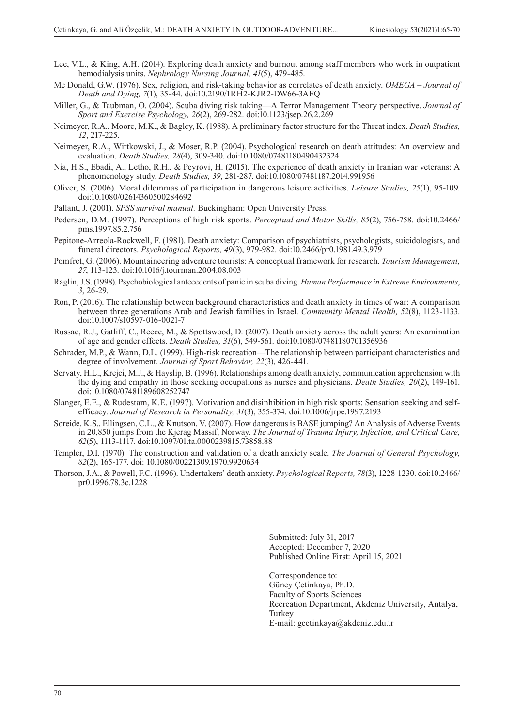Lee, V.L., & King, A.H. (2014). Exploring death anxiety and burnout among staff members who work in outpatient hemodialysis units. *Nephrology Nursing Journal, 41*(5), 479-485.

Mc Donald, G.W. (1976). Sex, religion, and risk-taking behavior as correlates of death anxiety. *OMEGA – Journal of Death and Dying, 7*(1), 35-44. doi:10.2190/1RH2-KJR2-DW66-3AFQ

Miller, G., & Taubman, O. (2004). Scuba diving risk taking—A Terror Management Theory perspective. *Journal of Sport and Exercise Psychology, 26*(2), 269-282. doi:10.1123/jsep.26.2.269

Neimeyer, R.A., Moore, M.K., & Bagley, K. (1988). A preliminary factor structure for the Threat index. *Death Studies, 12*, 217-225.

Neimeyer, R.A., Wittkowski, J., & Moser, R.P. (2004). Psychological research on death attitudes: An overview and evaluation. *Death Studies, 28*(4), 309-340. doi:10.1080/07481180490432324

Nia, H.S., Ebadi, A., Letho, R.H., & Peyrovi, H. (2015). The experience of death anxiety in Iranian war veterans: A phenomenology study. *Death Studies, 39*, 281-287. doi:10.1080/07481187.2014.991956

Oliver, S. (2006). Moral dilemmas of participation in dangerous leisure activities. *Leisure Studies, 25*(1), 95-109. doi:10.1080/02614360500284692

Pallant, J. (2001). *SPSS survival manual.* Buckingham: Open University Press.

Pedersen, D.M. (1997). Perceptions of high risk sports. *Perceptual and Motor Skills, 85*(2), 756-758. doi:10.2466/pms.1997.85.2.756

Pepitone-Arreola-Rockwell, F. (1981). Death anxiety: Comparison of psychiatrists, psychologists, suicidologists, and funeral directors. *Psychological Reports, 49*(3), 979-982. doi:10.2466/pr0.1981.49.3.979

Pomfret, G. (2006). Mountaineering adventure tourists: A conceptual framework for research. *Tourism Management, 27*, 113-123. doi:10.1016/j.tourman.2004.08.003

Raglin, J.S. (1998). Psychobiological antecedents of panic in scuba diving. *Human Performance in Extreme Environments*, *3*, 26-29.

Ron, P. (2016). The relationship between background characteristics and death anxiety in times of war: A comparison between three generations Arab and Jewish families in Israel. *Community Mental Health, 52*(8), 1123-1133. doi:10.1007/s10597-016-0021-7

Russac, R.J., Gatliff, C., Reece, M., & Spottswood, D. (2007). Death anxiety across the adult years: An examination of age and gender effects. *Death Studies, 31*(6), 549-561. doi:10.1080/07481180701356936

Schrader, M.P., & Wann, D.L. (1999). High-risk recreation—The relationship between participant characteristics and degree of involvement. *Journal of Sport Behavior, 22*(3), 426-441.

Servaty, H.L., Krejci, M.J., & Hayslip, B. (1996). Relationships among death anxiety, communication apprehension with the dying and empathy in those seeking occupations as nurses and physicians. *Death Studies, 20*(2), 149-161. doi:10.1080/07481189608252747

Slanger, E.E., & Rudestam, K.E. (1997). Motivation and disinhibition in high risk sports: Sensation seeking and self-efficacy. *Journal of Research in Personality, 31*(3), 355-374. doi:10.1006/jrpe.1997.2193

Soreide, K.S., Ellingsen, C.L., & Knutson, V. (2007). How dangerous is BASE jumping? An Analysis of Adverse Events in 20,850 jumps from the Kjerag Massif, Norway. *The Journal of Trauma Injury, Infection, and Critical Care, 62*(5), 1113-1117. doi:10.1097/01.ta.0000239815.73858.88

Templer, D.I. (1970). The construction and validation of a death anxiety scale. *The Journal of General Psychology, 82*(2), 165-177. doi: 10.1080/00221309.1970.9920634

Thorson, J.A., & Powell, F.C. (1996). Undertakers' death anxiety. *Psychological Reports, 78*(3), 1228-1230. doi:10.2466/pr0.1996.78.3c.1228

Submitted: July 31, 2017
Accepted: December 7, 2020
Published Online First: April 15, 2021

Correspondence to:
Güney Çetinkaya, Ph.D.
Faculty of Sports Sciences
Recreation Department, Akdeniz University, Antalya, Turkey
E-mail: gcetinkaya@akdeniz.edu.tr